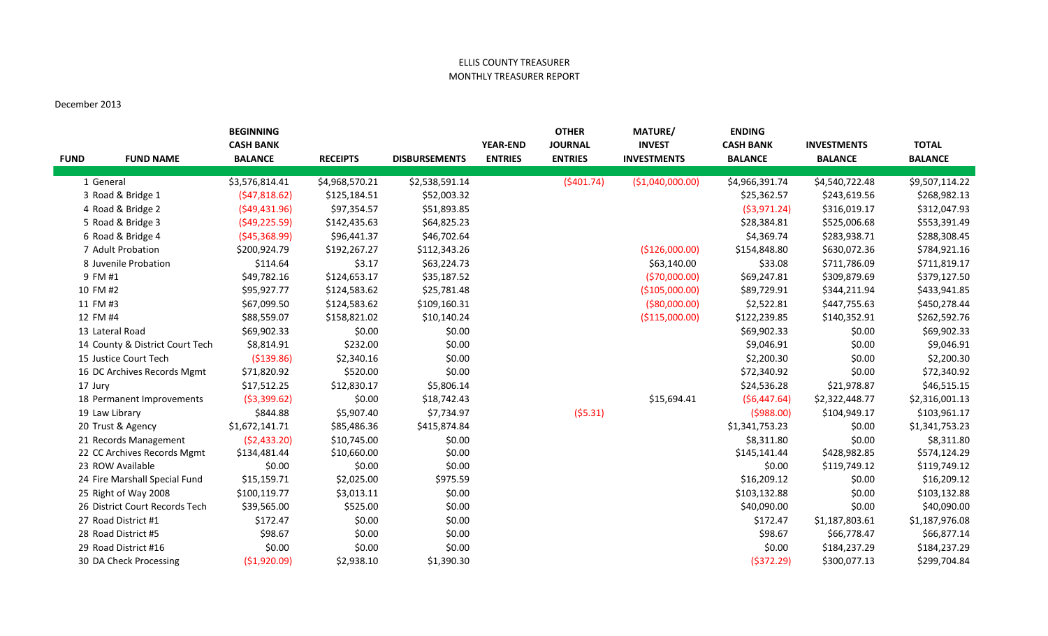ELLIS COUNTY TREASURER

MONTHLY TREASURER REPORT

December 2013

| FUND | FUND NAME | BEGINNING CASH BANK BALANCE | RECEIPTS | DISBURSEMENTS | YEAR-END ENTRIES | OTHER JOURNAL ENTRIES | MATURE/ INVEST INVESTMENTS | ENDING CASH BANK BALANCE | INVESTMENTS BALANCE | TOTAL BALANCE |
|---|---|---|---|---|---|---|---|---|---|---|
| 1 | General | $3,576,814.41 | $4,968,570.21 | $2,538,591.14 | | ($401.74) | ($1,040,000.00) | $4,966,391.74 | $4,540,722.48 | $9,507,114.22 |
| 3 | Road & Bridge 1 | ($47,818.62) | $125,184.51 | $52,003.32 | | | | $25,362.57 | $243,619.56 | $268,982.13 |
| 4 | Road & Bridge 2 | ($49,431.96) | $97,354.57 | $51,893.85 | | | | ($3,971.24) | $316,019.17 | $312,047.93 |
| 5 | Road & Bridge 3 | ($49,225.59) | $142,435.63 | $64,825.23 | | | | $28,384.81 | $525,006.68 | $553,391.49 |
| 6 | Road & Bridge 4 | ($45,368.99) | $96,441.37 | $46,702.64 | | | | $4,369.74 | $283,938.71 | $288,308.45 |
| 7 | Adult Probation | $200,924.79 | $192,267.27 | $112,343.26 | | | ($126,000.00) | $154,848.80 | $630,072.36 | $784,921.16 |
| 8 | Juvenile Probation | $114.64 | $3.17 | $63,224.73 | | | $63,140.00 | $33.08 | $711,786.09 | $711,819.17 |
| 9 | FM #1 | $49,782.16 | $124,653.17 | $35,187.52 | | | ($70,000.00) | $69,247.81 | $309,879.69 | $379,127.50 |
| 10 | FM #2 | $95,927.77 | $124,583.62 | $25,781.48 | | | ($105,000.00) | $89,729.91 | $344,211.94 | $433,941.85 |
| 11 | FM #3 | $67,099.50 | $124,583.62 | $109,160.31 | | | ($80,000.00) | $2,522.81 | $447,755.63 | $450,278.44 |
| 12 | FM #4 | $88,559.07 | $158,821.02 | $10,140.24 | | | ($115,000.00) | $122,239.85 | $140,352.91 | $262,592.76 |
| 13 | Lateral Road | $69,902.33 | $0.00 | $0.00 | | | | $69,902.33 | $0.00 | $69,902.33 |
| 14 | County & District Court Tech | $8,814.91 | $232.00 | $0.00 | | | | $9,046.91 | $0.00 | $9,046.91 |
| 15 | Justice Court Tech | ($139.86) | $2,340.16 | $0.00 | | | | $2,200.30 | $0.00 | $2,200.30 |
| 16 | DC Archives Records Mgmt | $71,820.92 | $520.00 | $0.00 | | | | $72,340.92 | $0.00 | $72,340.92 |
| 17 | Jury | $17,512.25 | $12,830.17 | $5,806.14 | | | | $24,536.28 | $21,978.87 | $46,515.15 |
| 18 | Permanent Improvements | ($3,399.62) | $0.00 | $18,742.43 | | | $15,694.41 | ($6,447.64) | $2,322,448.77 | $2,316,001.13 |
| 19 | Law Library | $844.88 | $5,907.40 | $7,734.97 | | ($5.31) | | ($988.00) | $104,949.17 | $103,961.17 |
| 20 | Trust & Agency | $1,672,141.71 | $85,486.36 | $415,874.84 | | | | $1,341,753.23 | $0.00 | $1,341,753.23 |
| 21 | Records Management | ($2,433.20) | $10,745.00 | $0.00 | | | | $8,311.80 | $0.00 | $8,311.80 |
| 22 | CC Archives Records Mgmt | $134,481.44 | $10,660.00 | $0.00 | | | | $145,141.44 | $428,982.85 | $574,124.29 |
| 23 | ROW Available | $0.00 | $0.00 | $0.00 | | | | $0.00 | $119,749.12 | $119,749.12 |
| 24 | Fire Marshall Special Fund | $15,159.71 | $2,025.00 | $975.59 | | | | $16,209.12 | $0.00 | $16,209.12 |
| 25 | Right of Way 2008 | $100,119.77 | $3,013.11 | $0.00 | | | | $103,132.88 | $0.00 | $103,132.88 |
| 26 | District Court Records Tech | $39,565.00 | $525.00 | $0.00 | | | | $40,090.00 | $0.00 | $40,090.00 |
| 27 | Road District #1 | $172.47 | $0.00 | $0.00 | | | | $172.47 | $1,187,803.61 | $1,187,976.08 |
| 28 | Road District #5 | $98.67 | $0.00 | $0.00 | | | | $98.67 | $66,778.47 | $66,877.14 |
| 29 | Road District #16 | $0.00 | $0.00 | $0.00 | | | | $0.00 | $184,237.29 | $184,237.29 |
| 30 | DA Check Processing | ($1,920.09) | $2,938.10 | $1,390.30 | | | | ($372.29) | $300,077.13 | $299,704.84 |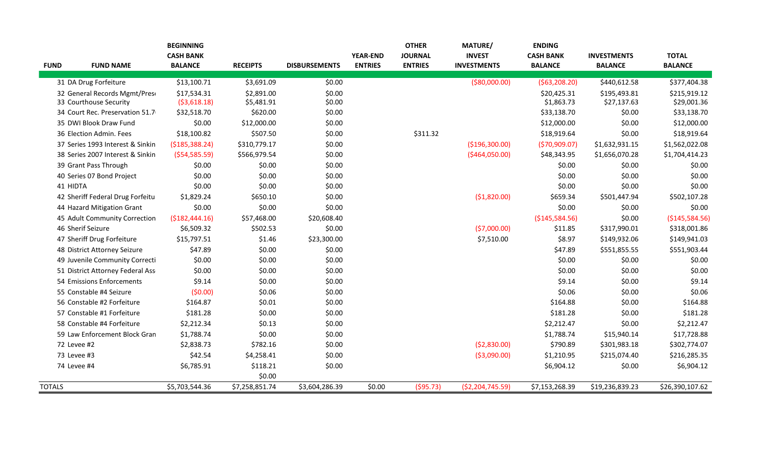| FUND | FUND NAME | BEGINNING CASH BANK BALANCE | RECEIPTS | DISBURSEMENTS | YEAR-END ENTRIES | OTHER JOURNAL ENTRIES | MATURE/ INVEST INVESTMENTS | ENDING CASH BANK BALANCE | INVESTMENTS BALANCE | TOTAL BALANCE |
|---|---|---|---|---|---|---|---|---|---|---|
| 31 | DA Drug Forfeiture | $13,100.71 | $3,691.09 | $0.00 | | | ($80,000.00) | ($63,208.20) | $440,612.58 | $377,404.38 |
| 32 | General Records Mgmt/Pres | $17,534.31 | $2,891.00 | $0.00 | | | | $20,425.31 | $195,493.81 | $215,919.12 |
| 33 | Courthouse Security | ($3,618.18) | $5,481.91 | $0.00 | | | | $1,863.73 | $27,137.63 | $29,001.36 |
| 34 | Court Rec. Preservation 51.7 | $32,518.70 | $620.00 | $0.00 | | | | $33,138.70 | $0.00 | $33,138.70 |
| 35 | DWI Blook Draw Fund | $0.00 | $12,000.00 | $0.00 | | | | $12,000.00 | $0.00 | $12,000.00 |
| 36 | Election Admin. Fees | $18,100.82 | $507.50 | $0.00 | | $311.32 | | $18,919.64 | $0.00 | $18,919.64 |
| 37 | Series 1993 Interest & Sinkin | ($185,388.24) | $310,779.17 | $0.00 | | | ($196,300.00) | ($70,909.07) | $1,632,931.15 | $1,562,022.08 |
| 38 | Series 2007 Interest & Sinkin | ($54,585.59) | $566,979.54 | $0.00 | | | ($464,050.00) | $48,343.95 | $1,656,070.28 | $1,704,414.23 |
| 39 | Grant Pass Through | $0.00 | $0.00 | $0.00 | | | | $0.00 | $0.00 | $0.00 |
| 40 | Series 07 Bond Project | $0.00 | $0.00 | $0.00 | | | | $0.00 | $0.00 | $0.00 |
| 41 | HIDTA | $0.00 | $0.00 | $0.00 | | | | $0.00 | $0.00 | $0.00 |
| 42 | Sheriff Federal Drug Forfeitu | $1,829.24 | $650.10 | $0.00 | | | ($1,820.00) | $659.34 | $501,447.94 | $502,107.28 |
| 44 | Hazard Mitigation Grant | $0.00 | $0.00 | $0.00 | | | | $0.00 | $0.00 | $0.00 |
| 45 | Adult Community Correction | ($182,444.16) | $57,468.00 | $20,608.40 | | | | ($145,584.56) | $0.00 | ($145,584.56) |
| 46 | Sherif Seizure | $6,509.32 | $502.53 | $0.00 | | | ($7,000.00) | $11.85 | $317,990.01 | $318,001.86 |
| 47 | Sheriff Drug Forfeiture | $15,797.51 | $1.46 | $23,300.00 | | | $7,510.00 | $8.97 | $149,932.06 | $149,941.03 |
| 48 | District Attorney Seizure | $47.89 | $0.00 | $0.00 | | | | $47.89 | $551,855.55 | $551,903.44 |
| 49 | Juvenile Community Correcti | $0.00 | $0.00 | $0.00 | | | | $0.00 | $0.00 | $0.00 |
| 51 | District Attorney Federal Ass | $0.00 | $0.00 | $0.00 | | | | $0.00 | $0.00 | $0.00 |
| 54 | Emissions Enforcements | $9.14 | $0.00 | $0.00 | | | | $9.14 | $0.00 | $9.14 |
| 55 | Constable #4 Seizure | ($0.00) | $0.06 | $0.00 | | | | $0.06 | $0.00 | $0.06 |
| 56 | Constable #2 Forfeiture | $164.87 | $0.01 | $0.00 | | | | $164.88 | $0.00 | $164.88 |
| 57 | Constable #1 Forfeiture | $181.28 | $0.00 | $0.00 | | | | $181.28 | $0.00 | $181.28 |
| 58 | Constable #4 Forfeiture | $2,212.34 | $0.13 | $0.00 | | | | $2,212.47 | $0.00 | $2,212.47 |
| 59 | Law Enforcement Block Gran | $1,788.74 | $0.00 | $0.00 | | | | $1,788.74 | $15,940.14 | $17,728.88 |
| 72 | Levee #2 | $2,838.73 | $782.16 | $0.00 | | | ($2,830.00) | $790.89 | $301,983.18 | $302,774.07 |
| 73 | Levee #3 | $42.54 | $4,258.41 | $0.00 | | | ($3,090.00) | $1,210.95 | $215,074.40 | $216,285.35 |
| 74 | Levee #4 | $6,785.91 | $118.21 | $0.00 | | | | $6,904.12 | $0.00 | $6,904.12 |
| | | | $0.00 | | | | | | | |
| TOTALS | | $5,703,544.36 | $7,258,851.74 | $3,604,286.39 | $0.00 | ($95.73) | ($2,204,745.59) | $7,153,268.39 | $19,236,839.23 | $26,390,107.62 |